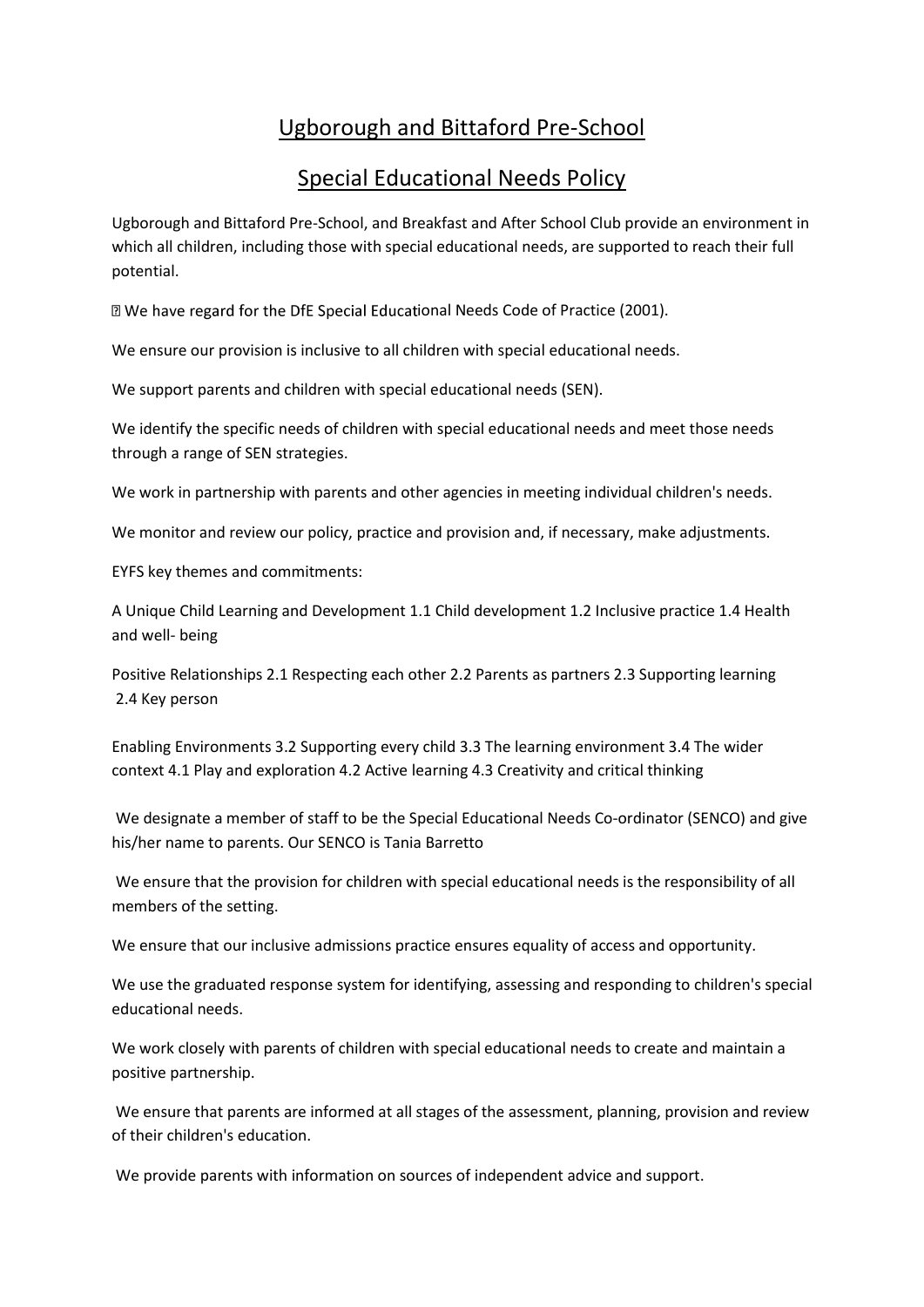# Ugborough and Bittaford Pre-School

## Special Educational Needs Policy

Ugborough and Bittaford Pre-School, and Breakfast and After School Club provide an environment in which all children, including those with special educational needs, are supported to reach their full potential.

 We have regard for the DfE Special Educational Needs Code of Practice (2001).

We ensure our provision is inclusive to all children with special educational needs.

We support parents and children with special educational needs (SEN).

We identify the specific needs of children with special educational needs and meet those needs through a range of SEN strategies.

We work in partnership with parents and other agencies in meeting individual children's needs.

We monitor and review our policy, practice and provision and, if necessary, make adjustments.

EYFS key themes and commitments:

A Unique Child Learning and Development 1.1 Child development 1.2 Inclusive practice 1.4 Health and well- being

Positive Relationships 2.1 Respecting each other 2.2 Parents as partners 2.3 Supporting learning 2.4 Key person

Enabling Environments 3.2 Supporting every child 3.3 The learning environment 3.4 The wider context 4.1 Play and exploration 4.2 Active learning 4.3 Creativity and critical thinking

We designate a member of staff to be the Special Educational Needs Co-ordinator (SENCO) and give his/her name to parents. Our SENCO is Tania Barretto

We ensure that the provision for children with special educational needs is the responsibility of all members of the setting.

We ensure that our inclusive admissions practice ensures equality of access and opportunity.

We use the graduated response system for identifying, assessing and responding to children's special educational needs.

We work closely with parents of children with special educational needs to create and maintain a positive partnership.

We ensure that parents are informed at all stages of the assessment, planning, provision and review of their children's education.

We provide parents with information on sources of independent advice and support.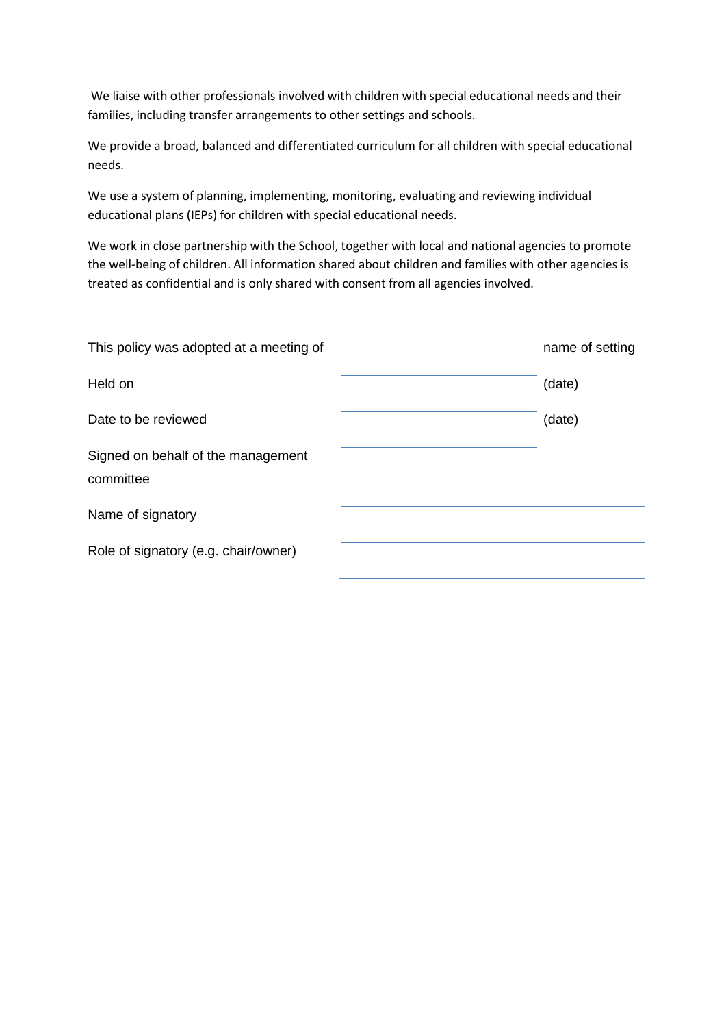We liaise with other professionals involved with children with special educational needs and their families, including transfer arrangements to other settings and schools.

We provide a broad, balanced and differentiated curriculum for all children with special educational needs.

We use a system of planning, implementing, monitoring, evaluating and reviewing individual educational plans (IEPs) for children with special educational needs.

We work in close partnership with the School, together with local and national agencies to promote the well-being of children. All information shared about children and families with other agencies is treated as confidential and is only shared with consent from all agencies involved.

| | | |
|---|---|---|
| This policy was adopted at a meeting of | | name of setting |
| Held on | | (date) |
| Date to be reviewed | | (date) |
| Signed on behalf of the management committee | | |
| Name of signatory | | |
| Role of signatory (e.g. chair/owner) | | |